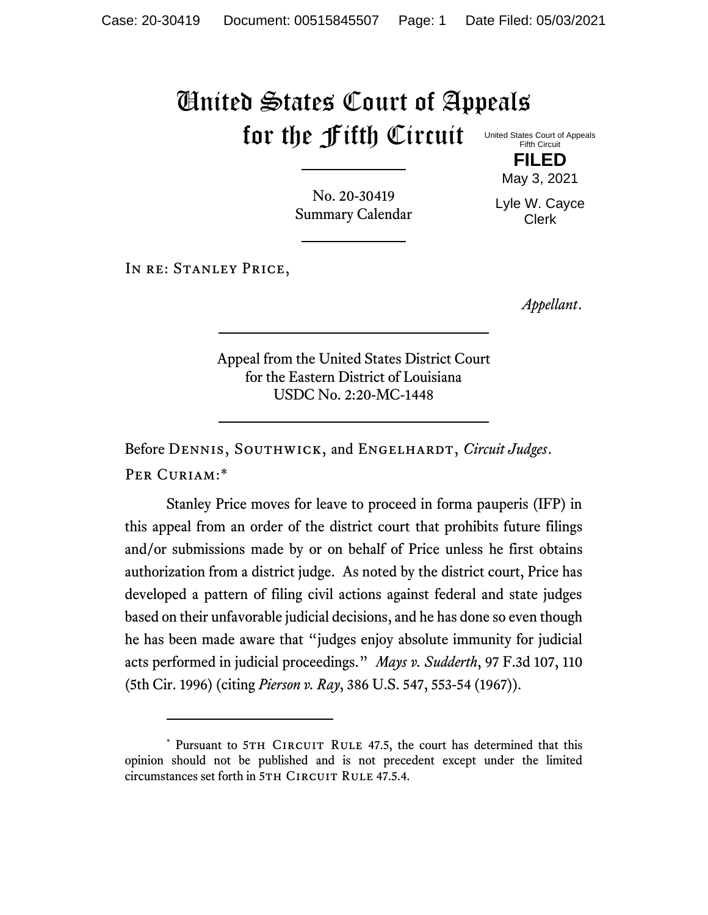# United States Court of Appeals for the Fifth Circuit

United States Court of Appeals
Fifth Circuit

**FILED**

May 3, 2021

Lyle W. Cayce
Clerk

No. 20-30419
Summary Calendar

---

IN RE: STANLEY PRICE,

*Appellant*.

---

Appeal from the United States District Court
for the Eastern District of Louisiana
USDC No. 2:20-MC-1448

---

Before DENNIS, SOUTHWICK, and ENGELHARDT, *Circuit Judges*.

PER CURIAM:*

Stanley Price moves for leave to proceed in forma pauperis (IFP) in this appeal from an order of the district court that prohibits future filings and/or submissions made by or on behalf of Price unless he first obtains authorization from a district judge. As noted by the district court, Price has developed a pattern of filing civil actions against federal and state judges based on their unfavorable judicial decisions, and he has done so even though he has been made aware that "judges enjoy absolute immunity for judicial acts performed in judicial proceedings." *Mays v. Sudderth*, 97 F.3d 107, 110 (5th Cir. 1996) (citing *Pierson v. Ray*, 386 U.S. 547, 553-54 (1967)).

---

\* Pursuant to 5TH CIRCUIT RULE 47.5, the court has determined that this opinion should not be published and is not precedent except under the limited circumstances set forth in 5TH CIRCUIT RULE 47.5.4.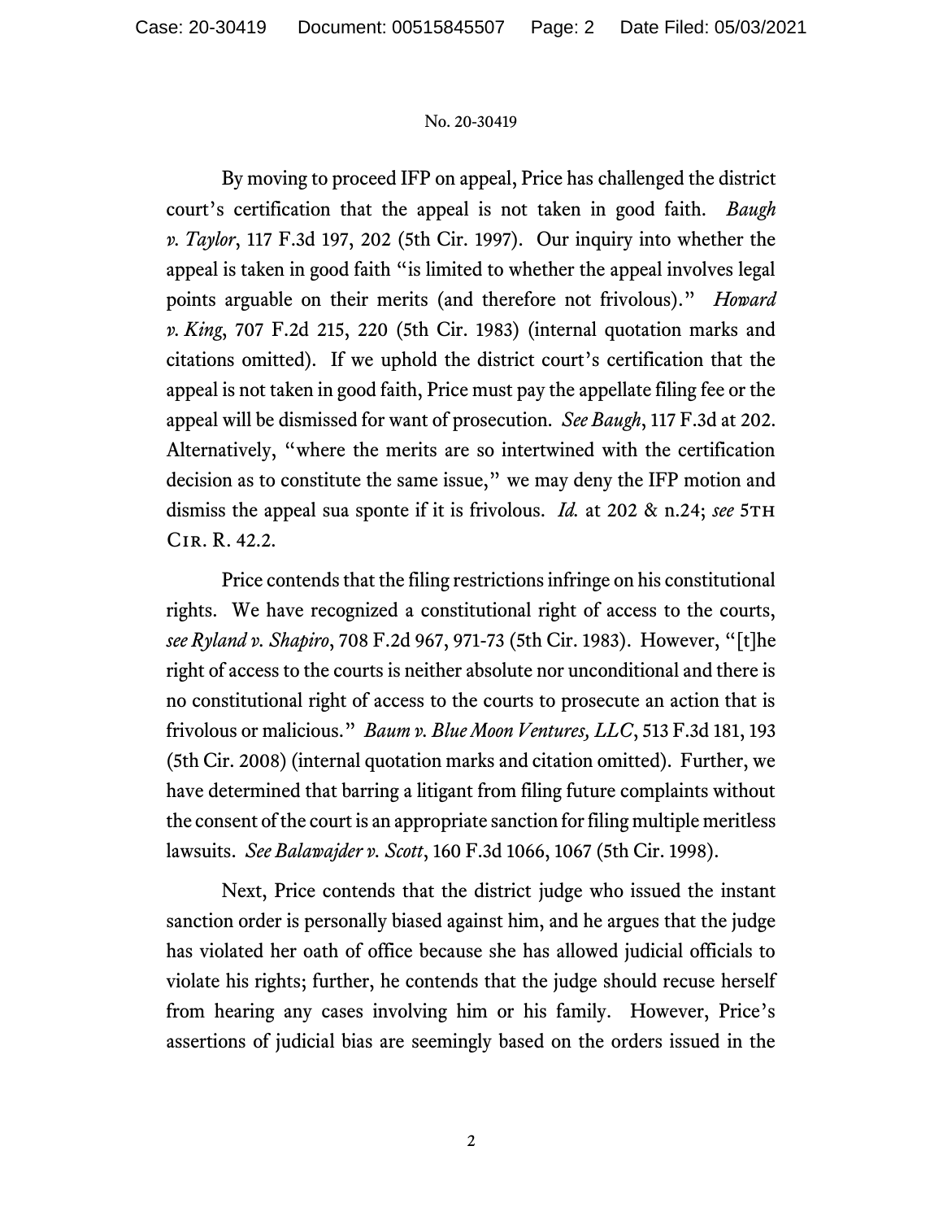By moving to proceed IFP on appeal, Price has challenged the district court's certification that the appeal is not taken in good faith. *Baugh v. Taylor*, 117 F.3d 197, 202 (5th Cir. 1997). Our inquiry into whether the appeal is taken in good faith "is limited to whether the appeal involves legal points arguable on their merits (and therefore not frivolous)." *Howard v. King*, 707 F.2d 215, 220 (5th Cir. 1983) (internal quotation marks and citations omitted). If we uphold the district court's certification that the appeal is not taken in good faith, Price must pay the appellate filing fee or the appeal will be dismissed for want of prosecution. *See Baugh*, 117 F.3d at 202. Alternatively, "where the merits are so intertwined with the certification decision as to constitute the same issue," we may deny the IFP motion and dismiss the appeal sua sponte if it is frivolous. *Id.* at 202 & n.24; *see* 5TH CIR. R. 42.2.

Price contends that the filing restrictions infringe on his constitutional rights. We have recognized a constitutional right of access to the courts, *see Ryland v. Shapiro*, 708 F.2d 967, 971-73 (5th Cir. 1983). However, "[t]he right of access to the courts is neither absolute nor unconditional and there is no constitutional right of access to the courts to prosecute an action that is frivolous or malicious." *Baum v. Blue Moon Ventures, LLC*, 513 F.3d 181, 193 (5th Cir. 2008) (internal quotation marks and citation omitted). Further, we have determined that barring a litigant from filing future complaints without the consent of the court is an appropriate sanction for filing multiple meritless lawsuits. *See Balawajder v. Scott*, 160 F.3d 1066, 1067 (5th Cir. 1998).

Next, Price contends that the district judge who issued the instant sanction order is personally biased against him, and he argues that the judge has violated her oath of office because she has allowed judicial officials to violate his rights; further, he contends that the judge should recuse herself from hearing any cases involving him or his family. However, Price's assertions of judicial bias are seemingly based on the orders issued in the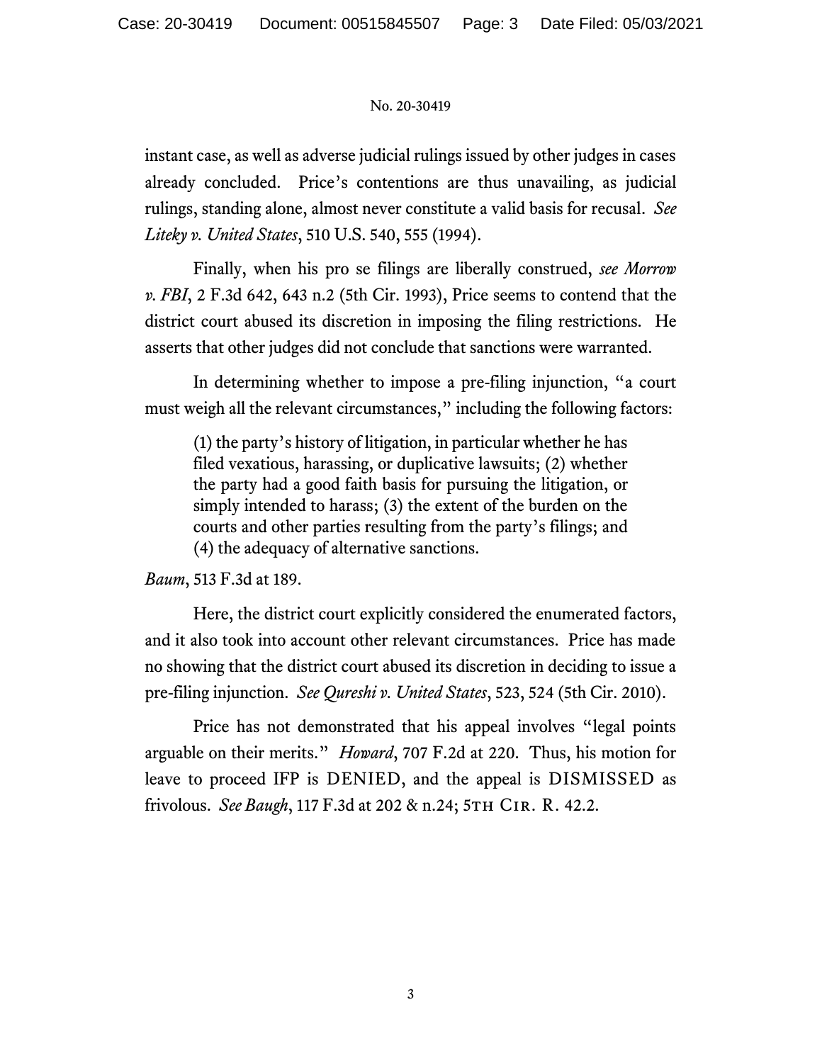instant case, as well as adverse judicial rulings issued by other judges in cases already concluded. Price's contentions are thus unavailing, as judicial rulings, standing alone, almost never constitute a valid basis for recusal. *See Liteky v. United States*, 510 U.S. 540, 555 (1994).

Finally, when his pro se filings are liberally construed, *see Morrow v. FBI*, 2 F.3d 642, 643 n.2 (5th Cir. 1993), Price seems to contend that the district court abused its discretion in imposing the filing restrictions. He asserts that other judges did not conclude that sanctions were warranted.

In determining whether to impose a pre-filing injunction, "a court must weigh all the relevant circumstances," including the following factors:

> (1) the party's history of litigation, in particular whether he has filed vexatious, harassing, or duplicative lawsuits; (2) whether the party had a good faith basis for pursuing the litigation, or simply intended to harass; (3) the extent of the burden on the courts and other parties resulting from the party's filings; and (4) the adequacy of alternative sanctions.

*Baum*, 513 F.3d at 189.

Here, the district court explicitly considered the enumerated factors, and it also took into account other relevant circumstances. Price has made no showing that the district court abused its discretion in deciding to issue a pre-filing injunction. *See Qureshi v. United States*, 523, 524 (5th Cir. 2010).

Price has not demonstrated that his appeal involves "legal points arguable on their merits." *Howard*, 707 F.2d at 220. Thus, his motion for leave to proceed IFP is DENIED, and the appeal is DISMISSED as frivolous. *See Baugh*, 117 F.3d at 202 & n.24; 5TH CIR. R. 42.2.